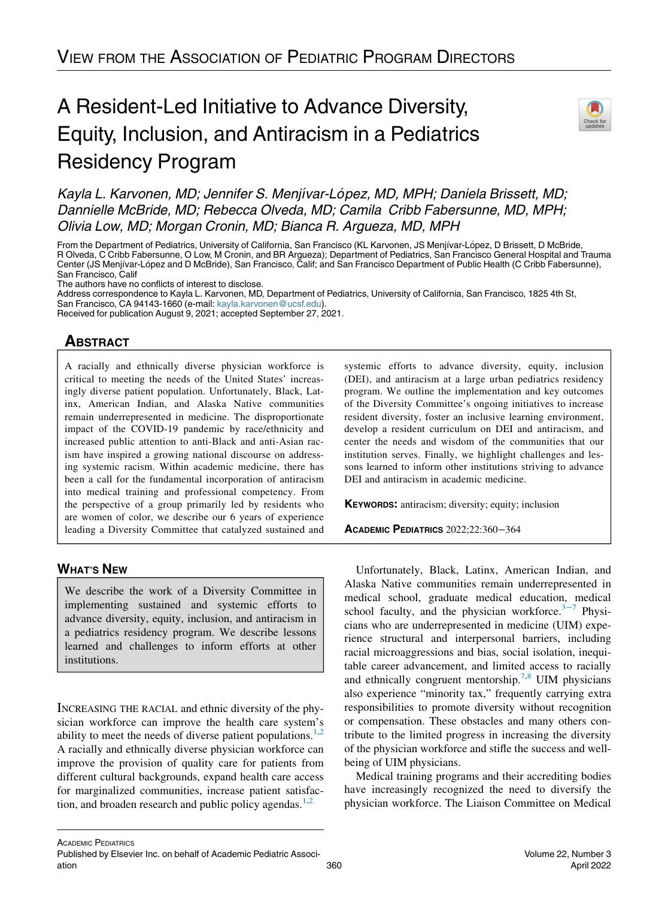VIEW FROM THE ASSOCIATION OF PEDIATRIC PROGRAM DIRECTORS

# A Resident-Led Initiative to Advance Diversity, Equity, Inclusion, and Antiracism in a Pediatrics Residency Program

*Kayla L. Karvonen, MD; Jennifer S. Menjívar-López, MD, MPH; Daniela Brissett, MD; Dannielle McBride, MD; Rebecca Olveda, MD; Camila Cribb Fabersunne, MD, MPH; Olivia Low, MD; Morgan Cronin, MD; Bianca R. Argueza, MD, MPH*

From the Department of Pediatrics, University of California, San Francisco (KL Karvonen, JS Menjívar-López, D Brissett, D McBride, R Olveda, C Cribb Fabersunne, O Low, M Cronin, and BR Argueza); Department of Pediatrics, San Francisco General Hospital and Trauma Center (JS Menjívar-López and D McBride), San Francisco, Calif; and San Francisco Department of Public Health (C Cribb Fabersunne), San Francisco, Calif

The authors have no conflicts of interest to disclose.

Address correspondence to Kayla L. Karvonen, MD, Department of Pediatrics, University of California, San Francisco, 1825 4th St, San Francisco, CA 94143-1660 (e-mail: kayla.karvonen@ucsf.edu).

Received for publication August 9, 2021; accepted September 27, 2021.

## ABSTRACT

A racially and ethnically diverse physician workforce is critical to meeting the needs of the United States' increasingly diverse patient population. Unfortunately, Black, Latinx, American Indian, and Alaska Native communities remain underrepresented in medicine. The disproportionate impact of the COVID-19 pandemic by race/ethnicity and increased public attention to anti-Black and anti-Asian racism have inspired a growing national discourse on addressing systemic racism. Within academic medicine, there has been a call for the fundamental incorporation of antiracism into medical training and professional competency. From the perspective of a group primarily led by residents who are women of color, we describe our 6 years of experience leading a Diversity Committee that catalyzed sustained and systemic efforts to advance diversity, equity, inclusion (DEI), and antiracism at a large urban pediatrics residency program. We outline the implementation and key outcomes of the Diversity Committee's ongoing initiatives to increase resident diversity, foster an inclusive learning environment, develop a resident curriculum on DEI and antiracism, and center the needs and wisdom of the communities that our institution serves. Finally, we highlight challenges and lessons learned to inform other institutions striving to advance DEI and antiracism in academic medicine.

**KEYWORDS:** antiracism; diversity; equity; inclusion

ACADEMIC PEDIATRICS 2022;22:360−364

## WHAT'S NEW

We describe the work of a Diversity Committee in implementing sustained and systemic efforts to advance diversity, equity, inclusion, and antiracism in a pediatrics residency program. We describe lessons learned and challenges to inform efforts at other institutions.

INCREASING THE RACIAL and ethnic diversity of the physician workforce can improve the health care system's ability to meet the needs of diverse patient populations.[1,2] A racially and ethnically diverse physician workforce can improve the provision of quality care for patients from different cultural backgrounds, expand health care access for marginalized communities, increase patient satisfaction, and broaden research and public policy agendas.[1,2]

Unfortunately, Black, Latinx, American Indian, and Alaska Native communities remain underrepresented in medical school, graduate medical education, medical school faculty, and the physician workforce.[3−7] Physicians who are underrepresented in medicine (UIM) experience structural and interpersonal barriers, including racial microaggressions and bias, social isolation, inequitable career advancement, and limited access to racially and ethnically congruent mentorship.[7,8] UIM physicians also experience "minority tax," frequently carrying extra responsibilities to promote diversity without recognition or compensation. These obstacles and many others contribute to the limited progress in increasing the diversity of the physician workforce and stifle the success and well-being of UIM physicians.

Medical training programs and their accrediting bodies have increasingly recognized the need to diversify the physician workforce. The Liaison Committee on Medical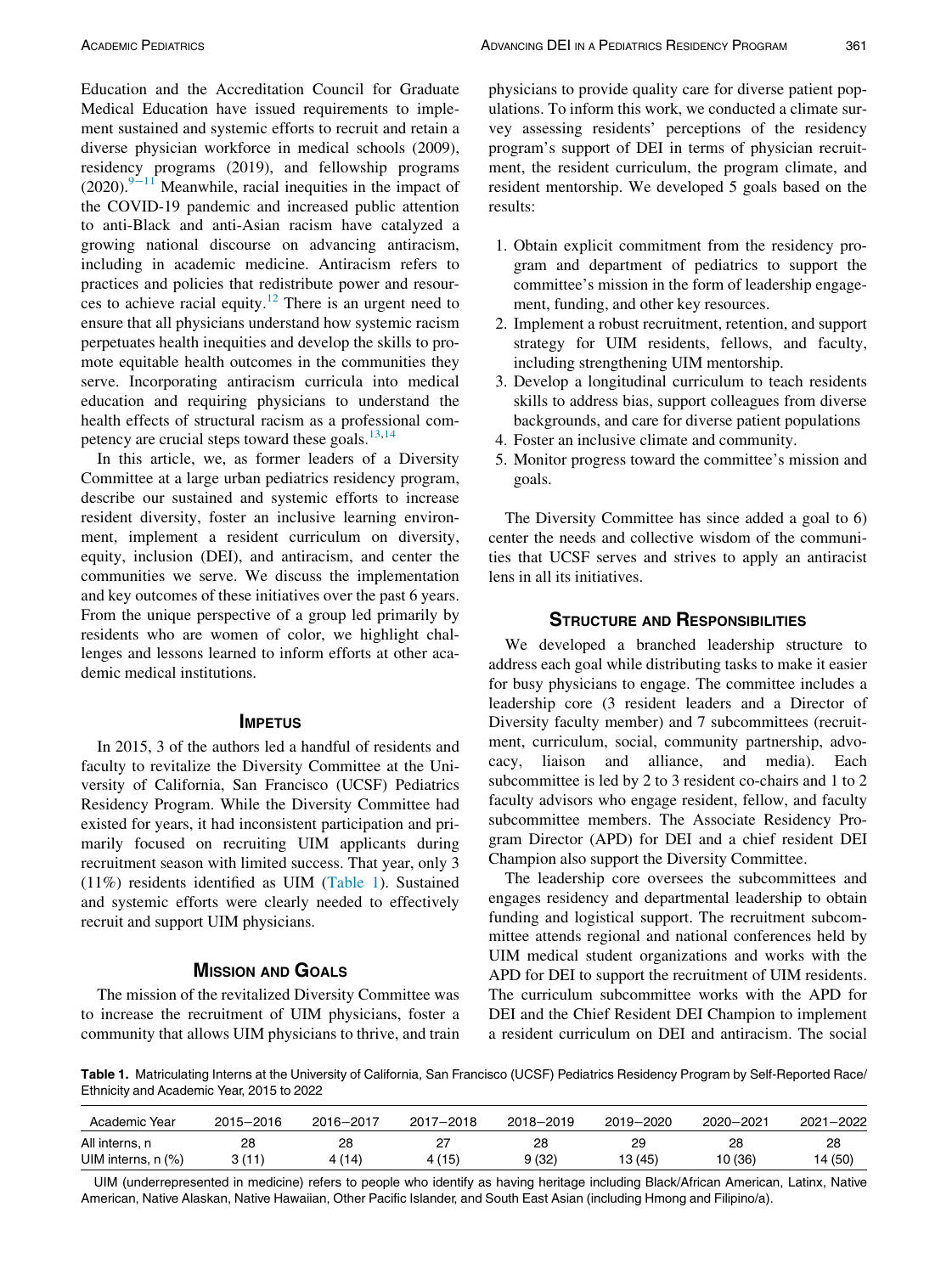Education and the Accreditation Council for Graduate Medical Education have issued requirements to implement sustained and systemic efforts to recruit and retain a diverse physician workforce in medical schools (2009), residency programs (2019), and fellowship programs (2020).[9–11] Meanwhile, racial inequities in the impact of the COVID-19 pandemic and increased public attention to anti-Black and anti-Asian racism have catalyzed a growing national discourse on advancing antiracism, including in academic medicine. Antiracism refers to practices and policies that redistribute power and resources to achieve racial equity.[12] There is an urgent need to ensure that all physicians understand how systemic racism perpetuates health inequities and develop the skills to promote equitable health outcomes in the communities they serve. Incorporating antiracism curricula into medical education and requiring physicians to understand the health effects of structural racism as a professional competency are crucial steps toward these goals.[13,14]

In this article, we, as former leaders of a Diversity Committee at a large urban pediatrics residency program, describe our sustained and systemic efforts to increase resident diversity, foster an inclusive learning environment, implement a resident curriculum on diversity, equity, inclusion (DEI), and antiracism, and center the communities we serve. We discuss the implementation and key outcomes of these initiatives over the past 6 years. From the unique perspective of a group led primarily by residents who are women of color, we highlight challenges and lessons learned to inform efforts at other academic medical institutions.

## Impetus

In 2015, 3 of the authors led a handful of residents and faculty to revitalize the Diversity Committee at the University of California, San Francisco (UCSF) Pediatrics Residency Program. While the Diversity Committee had existed for years, it had inconsistent participation and primarily focused on recruiting UIM applicants during recruitment season with limited success. That year, only 3 (11%) residents identified as UIM (Table 1). Sustained and systemic efforts were clearly needed to effectively recruit and support UIM physicians.

## Mission and Goals

The mission of the revitalized Diversity Committee was to increase the recruitment of UIM physicians, foster a community that allows UIM physicians to thrive, and train physicians to provide quality care for diverse patient populations. To inform this work, we conducted a climate survey assessing residents' perceptions of the residency program's support of DEI in terms of physician recruitment, the resident curriculum, the program climate, and resident mentorship. We developed 5 goals based on the results:

1. Obtain explicit commitment from the residency program and department of pediatrics to support the committee's mission in the form of leadership engagement, funding, and other key resources.
2. Implement a robust recruitment, retention, and support strategy for UIM residents, fellows, and faculty, including strengthening UIM mentorship.
3. Develop a longitudinal curriculum to teach residents skills to address bias, support colleagues from diverse backgrounds, and care for diverse patient populations
4. Foster an inclusive climate and community.
5. Monitor progress toward the committee's mission and goals.

The Diversity Committee has since added a goal to 6) center the needs and collective wisdom of the communities that UCSF serves and strives to apply an antiracist lens in all its initiatives.

## Structure and Responsibilities

We developed a branched leadership structure to address each goal while distributing tasks to make it easier for busy physicians to engage. The committee includes a leadership core (3 resident leaders and a Director of Diversity faculty member) and 7 subcommittees (recruitment, curriculum, social, community partnership, advocacy, liaison and alliance, and media). Each subcommittee is led by 2 to 3 resident co-chairs and 1 to 2 faculty advisors who engage resident, fellow, and faculty subcommittee members. The Associate Residency Program Director (APD) for DEI and a chief resident DEI Champion also support the Diversity Committee.

The leadership core oversees the subcommittees and engages residency and departmental leadership to obtain funding and logistical support. The recruitment subcommittee attends regional and national conferences held by UIM medical student organizations and works with the APD for DEI to support the recruitment of UIM residents. The curriculum subcommittee works with the APD for DEI and the Chief Resident DEI Champion to implement a resident curriculum on DEI and antiracism. The social

**Table 1.** Matriculating Interns at the University of California, San Francisco (UCSF) Pediatrics Residency Program by Self-Reported Race/Ethnicity and Academic Year, 2015 to 2022

| Academic Year | 2015–2016 | 2016–2017 | 2017–2018 | 2018–2019 | 2019–2020 | 2020–2021 | 2021–2022 |
|---|---|---|---|---|---|---|---|
| All interns, n | 28 | 28 | 27 | 28 | 29 | 28 | 28 |
| UIM interns, n (%) | 3 (11) | 4 (14) | 4 (15) | 9 (32) | 13 (45) | 10 (36) | 14 (50) |

UIM (underrepresented in medicine) refers to people who identify as having heritage including Black/African American, Latinx, Native American, Native Alaskan, Native Hawaiian, Other Pacific Islander, and South East Asian (including Hmong and Filipino/a).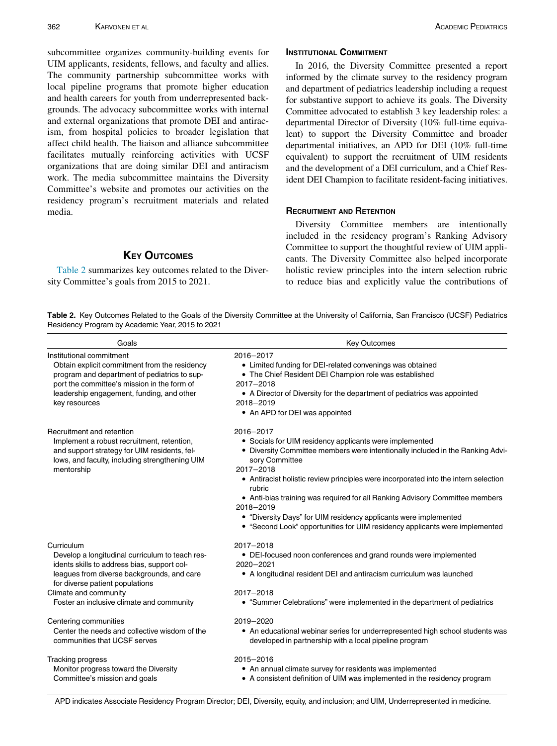subcommittee organizes community-building events for UIM applicants, residents, fellows, and faculty and allies. The community partnership subcommittee works with local pipeline programs that promote higher education and health careers for youth from underrepresented backgrounds. The advocacy subcommittee works with internal and external organizations that promote DEI and antiracism, from hospital policies to broader legislation that affect child health. The liaison and alliance subcommittee facilitates mutually reinforcing activities with UCSF organizations that are doing similar DEI and antiracism work. The media subcommittee maintains the Diversity Committee's website and promotes our activities on the residency program's recruitment materials and related media.

## Key Outcomes

Table 2 summarizes key outcomes related to the Diversity Committee's goals from 2015 to 2021.

### Institutional Commitment

In 2016, the Diversity Committee presented a report informed by the climate survey to the residency program and department of pediatrics leadership including a request for substantive support to achieve its goals. The Diversity Committee advocated to establish 3 key leadership roles: a departmental Director of Diversity (10% full-time equivalent) to support the Diversity Committee and broader departmental initiatives, an APD for DEI (10% full-time equivalent) to support the recruitment of UIM residents and the development of a DEI curriculum, and a Chief Resident DEI Champion to facilitate resident-facing initiatives.

### Recruitment and Retention

Diversity Committee members are intentionally included in the residency program's Ranking Advisory Committee to support the thoughtful review of UIM applicants. The Diversity Committee also helped incorporate holistic review principles into the intern selection rubric to reduce bias and explicitly value the contributions of

**Table 2.** Key Outcomes Related to the Goals of the Diversity Committee at the University of California, San Francisco (UCSF) Pediatrics Residency Program by Academic Year, 2015 to 2021

| Goals | Key Outcomes |
|---|---|
| Institutional commitment<br>Obtain explicit commitment from the residency program and department of pediatrics to support the committee's mission in the form of leadership engagement, funding, and other key resources | 2016–2017<br>• Limited funding for DEI-related convenings was obtained<br>• The Chief Resident DEI Champion role was established<br>2017–2018<br>• A Director of Diversity for the department of pediatrics was appointed<br>2018–2019<br>• An APD for DEI was appointed |
| Recruitment and retention<br>Implement a robust recruitment, retention, and support strategy for UIM residents, fellows, and faculty, including strengthening UIM mentorship | 2016–2017<br>• Socials for UIM residency applicants were implemented<br>• Diversity Committee members were intentionally included in the Ranking Advisory Committee<br>2017–2018<br>• Antiracist holistic review principles were incorporated into the intern selection rubric<br>• Anti-bias training was required for all Ranking Advisory Committee members<br>2018–2019<br>• "Diversity Days" for UIM residency applicants were implemented<br>• "Second Look" opportunities for UIM residency applicants were implemented |
| Curriculum<br>Develop a longitudinal curriculum to teach residents skills to address bias, support colleagues from diverse backgrounds, and care for diverse patient populations | 2017–2018<br>• DEI-focused noon conferences and grand rounds were implemented<br>2020–2021<br>• A longitudinal resident DEI and antiracism curriculum was launched |
| Climate and community<br>Foster an inclusive climate and community | 2017–2018<br>• "Summer Celebrations" were implemented in the department of pediatrics |
| Centering communities<br>Center the needs and collective wisdom of the communities that UCSF serves | 2019–2020<br>• An educational webinar series for underrepresented high school students was developed in partnership with a local pipeline program |
| Tracking progress<br>Monitor progress toward the Diversity Committee's mission and goals | 2015–2016<br>• An annual climate survey for residents was implemented<br>• A consistent definition of UIM was implemented in the residency program |

APD indicates Associate Residency Program Director; DEI, Diversity, equity, and inclusion; and UIM, Underrepresented in medicine.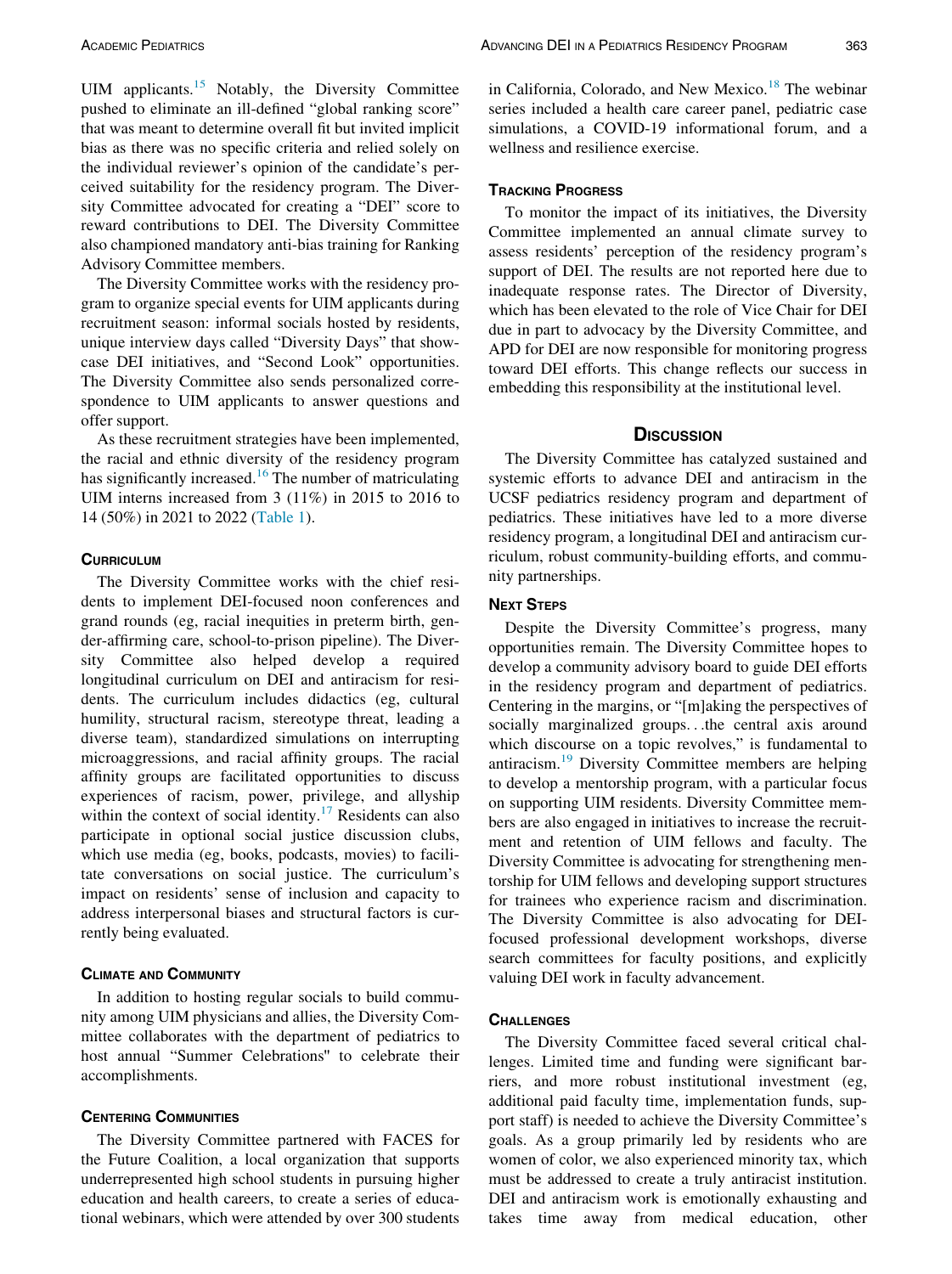UIM applicants.[15] Notably, the Diversity Committee pushed to eliminate an ill-defined "global ranking score" that was meant to determine overall fit but invited implicit bias as there was no specific criteria and relied solely on the individual reviewer's opinion of the candidate's perceived suitability for the residency program. The Diversity Committee advocated for creating a "DEI" score to reward contributions to DEI. The Diversity Committee also championed mandatory anti-bias training for Ranking Advisory Committee members.

The Diversity Committee works with the residency program to organize special events for UIM applicants during recruitment season: informal socials hosted by residents, unique interview days called "Diversity Days" that showcase DEI initiatives, and "Second Look" opportunities. The Diversity Committee also sends personalized correspondence to UIM applicants to answer questions and offer support.

As these recruitment strategies have been implemented, the racial and ethnic diversity of the residency program has significantly increased.[16] The number of matriculating UIM interns increased from 3 (11%) in 2015 to 2016 to 14 (50%) in 2021 to 2022 (Table 1).

### Curriculum

The Diversity Committee works with the chief residents to implement DEI-focused noon conferences and grand rounds (eg, racial inequities in preterm birth, gender-affirming care, school-to-prison pipeline). The Diversity Committee also helped develop a required longitudinal curriculum on DEI and antiracism for residents. The curriculum includes didactics (eg, cultural humility, structural racism, stereotype threat, leading a diverse team), standardized simulations on interrupting microaggressions, and racial affinity groups. The racial affinity groups are facilitated opportunities to discuss experiences of racism, power, privilege, and allyship within the context of social identity.[17] Residents can also participate in optional social justice discussion clubs, which use media (eg, books, podcasts, movies) to facilitate conversations on social justice. The curriculum's impact on residents' sense of inclusion and capacity to address interpersonal biases and structural factors is currently being evaluated.

### Climate and Community

In addition to hosting regular socials to build community among UIM physicians and allies, the Diversity Committee collaborates with the department of pediatrics to host annual "Summer Celebrations" to celebrate their accomplishments.

### Centering Communities

The Diversity Committee partnered with FACES for the Future Coalition, a local organization that supports underrepresented high school students in pursuing higher education and health careers, to create a series of educational webinars, which were attended by over 300 students in California, Colorado, and New Mexico.[18] The webinar series included a health care career panel, pediatric case simulations, a COVID-19 informational forum, and a wellness and resilience exercise.

### Tracking Progress

To monitor the impact of its initiatives, the Diversity Committee implemented an annual climate survey to assess residents' perception of the residency program's support of DEI. The results are not reported here due to inadequate response rates. The Director of Diversity, which has been elevated to the role of Vice Chair for DEI due in part to advocacy by the Diversity Committee, and APD for DEI are now responsible for monitoring progress toward DEI efforts. This change reflects our success in embedding this responsibility at the institutional level.

## Discussion

The Diversity Committee has catalyzed sustained and systemic efforts to advance DEI and antiracism in the UCSF pediatrics residency program and department of pediatrics. These initiatives have led to a more diverse residency program, a longitudinal DEI and antiracism curriculum, robust community-building efforts, and community partnerships.

### Next Steps

Despite the Diversity Committee's progress, many opportunities remain. The Diversity Committee hopes to develop a community advisory board to guide DEI efforts in the residency program and department of pediatrics. Centering in the margins, or "[m]aking the perspectives of socially marginalized groups. . .the central axis around which discourse on a topic revolves," is fundamental to antiracism.[19] Diversity Committee members are helping to develop a mentorship program, with a particular focus on supporting UIM residents. Diversity Committee members are also engaged in initiatives to increase the recruitment and retention of UIM fellows and faculty. The Diversity Committee is advocating for strengthening mentorship for UIM fellows and developing support structures for trainees who experience racism and discrimination. The Diversity Committee is also advocating for DEI-focused professional development workshops, diverse search committees for faculty positions, and explicitly valuing DEI work in faculty advancement.

### Challenges

The Diversity Committee faced several critical challenges. Limited time and funding were significant barriers, and more robust institutional investment (eg, additional paid faculty time, implementation funds, support staff) is needed to achieve the Diversity Committee's goals. As a group primarily led by residents who are women of color, we also experienced minority tax, which must be addressed to create a truly antiracist institution. DEI and antiracism work is emotionally exhausting and takes time away from medical education, other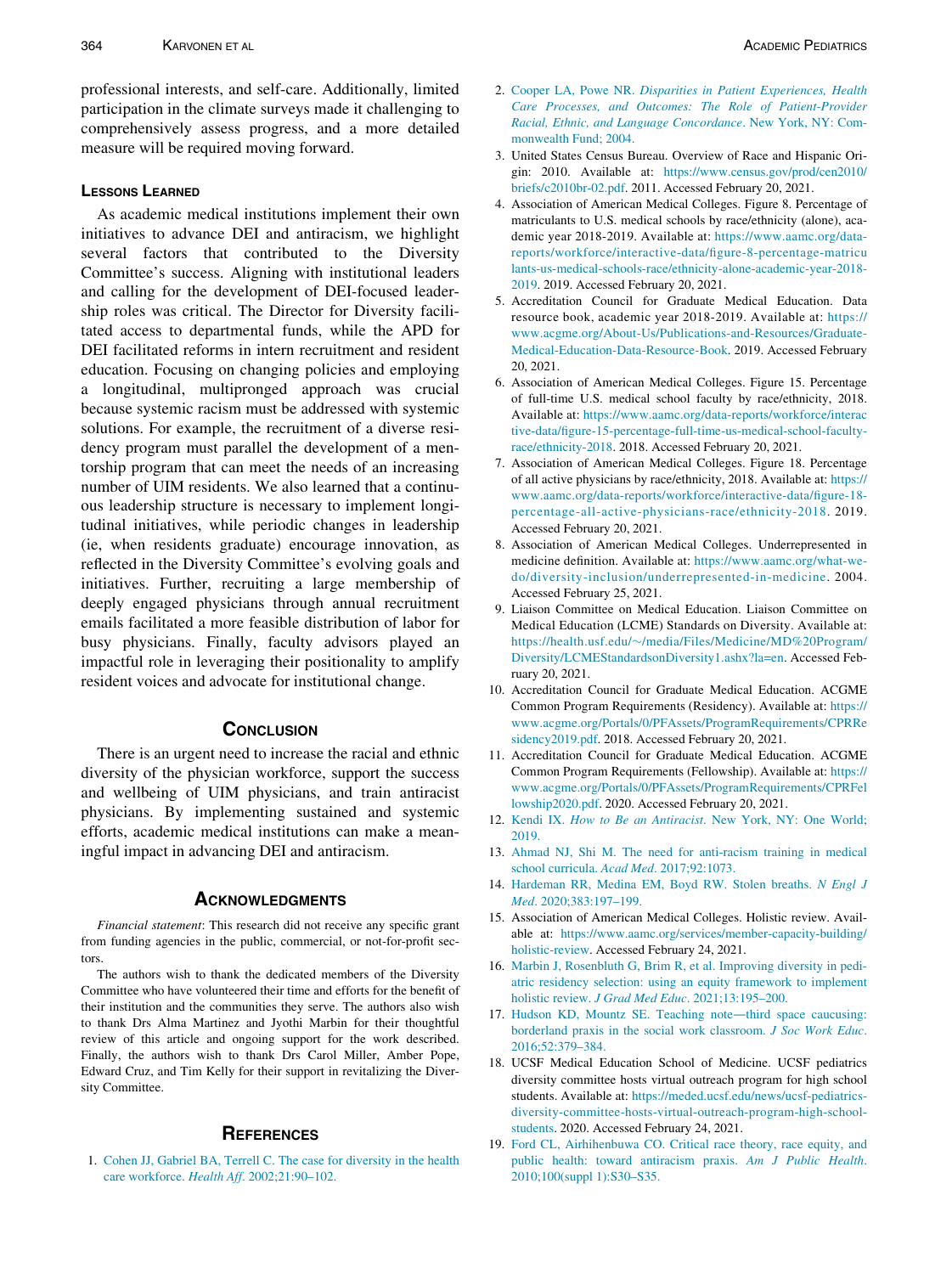professional interests, and self-care. Additionally, limited participation in the climate surveys made it challenging to comprehensively assess progress, and a more detailed measure will be required moving forward.

### Lessons Learned

As academic medical institutions implement their own initiatives to advance DEI and antiracism, we highlight several factors that contributed to the Diversity Committee's success. Aligning with institutional leaders and calling for the development of DEI-focused leadership roles was critical. The Director for Diversity facilitated access to departmental funds, while the APD for DEI facilitated reforms in intern recruitment and resident education. Focusing on changing policies and employing a longitudinal, multipronged approach was crucial because systemic racism must be addressed with systemic solutions. For example, the recruitment of a diverse residency program must parallel the development of a mentorship program that can meet the needs of an increasing number of UIM residents. We also learned that a continuous leadership structure is necessary to implement longitudinal initiatives, while periodic changes in leadership (ie, when residents graduate) encourage innovation, as reflected in the Diversity Committee's evolving goals and initiatives. Further, recruiting a large membership of deeply engaged physicians through annual recruitment emails facilitated a more feasible distribution of labor for busy physicians. Finally, faculty advisors played an impactful role in leveraging their positionality to amplify resident voices and advocate for institutional change.

## Conclusion

There is an urgent need to increase the racial and ethnic diversity of the physician workforce, support the success and wellbeing of UIM physicians, and train antiracist physicians. By implementing sustained and systemic efforts, academic medical institutions can make a meaningful impact in advancing DEI and antiracism.

## Acknowledgments

*Financial statement*: This research did not receive any specific grant from funding agencies in the public, commercial, or not-for-profit sectors.

The authors wish to thank the dedicated members of the Diversity Committee who have volunteered their time and efforts for the benefit of their institution and the communities they serve. The authors also wish to thank Drs Alma Martinez and Jyothi Marbin for their thoughtful review of this article and ongoing support for the work described. Finally, the authors wish to thank Drs Carol Miller, Amber Pope, Edward Cruz, and Tim Kelly for their support in revitalizing the Diversity Committee.

## References

1. Cohen JJ, Gabriel BA, Terrell C. The case for diversity in the health care workforce. *Health Aff*. 2002;21:90–102.
2. Cooper LA, Powe NR. *Disparities in Patient Experiences, Health Care Processes, and Outcomes: The Role of Patient-Provider Racial, Ethnic, and Language Concordance*. New York, NY: Commonwealth Fund; 2004.
3. United States Census Bureau. Overview of Race and Hispanic Origin: 2010. Available at: https://www.census.gov/prod/cen2010/briefs/c2010br-02.pdf. 2011. Accessed February 20, 2021.
4. Association of American Medical Colleges. Figure 8. Percentage of matriculants to U.S. medical schools by race/ethnicity (alone), academic year 2018-2019. Available at: https://www.aamc.org/data-reports/workforce/interactive-data/figure-8-percentage-matriculants-us-medical-schools-race/ethnicity-alone-academic-year-2018-2019. 2019. Accessed February 20, 2021.
5. Accreditation Council for Graduate Medical Education. Data resource book, academic year 2018-2019. Available at: https://www.acgme.org/About-Us/Publications-and-Resources/Graduate-Medical-Education-Data-Resource-Book. 2019. Accessed February 20, 2021.
6. Association of American Medical Colleges. Figure 15. Percentage of full-time U.S. medical school faculty by race/ethnicity, 2018. Available at: https://www.aamc.org/data-reports/workforce/interactive-data/figure-15-percentage-full-time-us-medical-school-faculty-race/ethnicity-2018. 2018. Accessed February 20, 2021.
7. Association of American Medical Colleges. Figure 18. Percentage of all active physicians by race/ethnicity, 2018. Available at: https://www.aamc.org/data-reports/workforce/interactive-data/figure-18-percentage-all-active-physicians-race/ethnicity-2018. 2019. Accessed February 20, 2021.
8. Association of American Medical Colleges. Underrepresented in medicine definition. Available at: https://www.aamc.org/what-we-do/diversity-inclusion/underrepresented-in-medicine. 2004. Accessed February 25, 2021.
9. Liaison Committee on Medical Education. Liaison Committee on Medical Education (LCME) Standards on Diversity. Available at: https://health.usf.edu/~/media/Files/Medicine/MD%20Program/Diversity/LCMEStandardsonDiversity1.ashx?la=en. Accessed February 20, 2021.
10. Accreditation Council for Graduate Medical Education. ACGME Common Program Requirements (Residency). Available at: https://www.acgme.org/Portals/0/PFAssets/ProgramRequirements/CPRResidency2019.pdf. 2018. Accessed February 20, 2021.
11. Accreditation Council for Graduate Medical Education. ACGME Common Program Requirements (Fellowship). Available at: https://www.acgme.org/Portals/0/PFAssets/ProgramRequirements/CPRFellowship2020.pdf. 2020. Accessed February 20, 2021.
12. Kendi IX. *How to Be an Antiracist*. New York, NY: One World; 2019.
13. Ahmad NJ, Shi M. The need for anti-racism training in medical school curricula. *Acad Med*. 2017;92:1073.
14. Hardeman RR, Medina EM, Boyd RW. Stolen breaths. *N Engl J Med*. 2020;383:197–199.
15. Association of American Medical Colleges. Holistic review. Available at: https://www.aamc.org/services/member-capacity-building/holistic-review. Accessed February 24, 2021.
16. Marbin J, Rosenbluth G, Brim R, et al. Improving diversity in pediatric residency selection: using an equity framework to implement holistic review. *J Grad Med Educ*. 2021;13:195–200.
17. Hudson KD, Mountz SE. Teaching note—third space caucusing: borderland praxis in the social work classroom. *J Soc Work Educ*. 2016;52:379–384.
18. UCSF Medical Education School of Medicine. UCSF pediatrics diversity committee hosts virtual outreach program for high school students. Available at: https://meded.ucsf.edu/news/ucsf-pediatrics-diversity-committee-hosts-virtual-outreach-program-high-school-students. 2020. Accessed February 24, 2021.
19. Ford CL, Airhihenbuwa CO. Critical race theory, race equity, and public health: toward antiracism praxis. *Am J Public Health*. 2010;100(suppl 1):S30–S35.